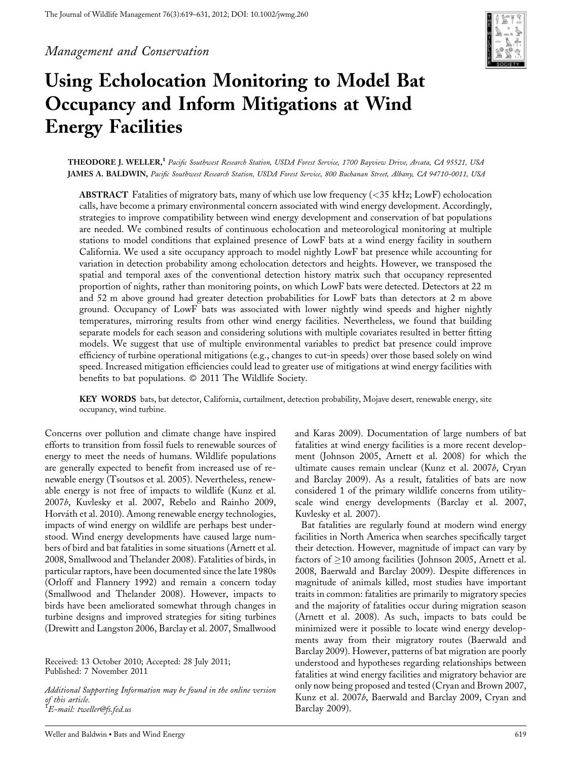*Management and Conservation*

# Using Echolocation Monitoring to Model Bat Occupancy and Inform Mitigations at Wind Energy Facilities

**THEODORE J. WELLER**,[1] *Pacific Southwest Research Station, USDA Forest Service, 1700 Bayview Drive, Arcata, CA 95521, USA*

**JAMES A. BALDWIN**, *Pacific Southwest Research Station, USDA Forest Service, 800 Buchanan Street, Albany, CA 94710-0011, USA*

**ABSTRACT** Fatalities of migratory bats, many of which use low frequency (<35 kHz; LowF) echolocation calls, have become a primary environmental concern associated with wind energy development. Accordingly, strategies to improve compatibility between wind energy development and conservation of bat populations are needed. We combined results of continuous echolocation and meteorological monitoring at multiple stations to model conditions that explained presence of LowF bats at a wind energy facility in southern California. We used a site occupancy approach to model nightly LowF bat presence while accounting for variation in detection probability among echolocation detectors and heights. However, we transposed the spatial and temporal axes of the conventional detection history matrix such that occupancy represented proportion of nights, rather than monitoring points, on which LowF bats were detected. Detectors at 22 m and 52 m above ground had greater detection probabilities for LowF bats than detectors at 2 m above ground. Occupancy of LowF bats was associated with lower nightly wind speeds and higher nightly temperatures, mirroring results from other wind energy facilities. Nevertheless, we found that building separate models for each season and considering solutions with multiple covariates resulted in better fitting models. We suggest that use of multiple environmental variables to predict bat presence could improve efficiency of turbine operational mitigations (e.g., changes to cut-in speeds) over those based solely on wind speed. Increased mitigation efficiencies could lead to greater use of mitigations at wind energy facilities with benefits to bat populations. © 2011 The Wildlife Society.

**KEY WORDS** bats, bat detector, California, curtailment, detection probability, Mojave desert, renewable energy, site occupancy, wind turbine.

Concerns over pollution and climate change have inspired efforts to transition from fossil fuels to renewable sources of energy to meet the needs of humans. Wildlife populations are generally expected to benefit from increased use of renewable energy (Tsoutsos et al. 2005). Nevertheless, renewable energy is not free of impacts to wildlife (Kunz et al. 2007*b*, Kuvlesky et al. 2007, Rebelo and Rainho 2009, Horváth et al. 2010). Among renewable energy technologies, impacts of wind energy on wildlife are perhaps best understood. Wind energy developments have caused large numbers of bird and bat fatalities in some situations (Arnett et al. 2008, Smallwood and Thelander 2008). Fatalities of birds, in particular raptors, have been documented since the late 1980s (Orloff and Flannery 1992) and remain a concern today (Smallwood and Thelander 2008). However, impacts to birds have been ameliorated somewhat through changes in turbine designs and improved strategies for siting turbines (Drewitt and Langston 2006, Barclay et al. 2007, Smallwood and Karas 2009). Documentation of large numbers of bat fatalities at wind energy facilities is a more recent development (Johnson 2005, Arnett et al. 2008) for which the ultimate causes remain unclear (Kunz et al. 2007*b*, Cryan and Barclay 2009). As a result, fatalities of bats are now considered 1 of the primary wildlife concerns from utility-scale wind energy developments (Barclay et al. 2007, Kuvlesky et al. 2007).

Bat fatalities are regularly found at modern wind energy facilities in North America when searches specifically target their detection. However, magnitude of impact can vary by factors of ≥10 among facilities (Johnson 2005, Arnett et al. 2008, Baerwald and Barclay 2009). Despite differences in magnitude of animals killed, most studies have important traits in common: fatalities are primarily to migratory species and the majority of fatalities occur during migration season (Arnett et al. 2008). As such, impacts to bats could be minimized were it possible to locate wind energy developments away from their migratory routes (Baerwald and Barclay 2009). However, patterns of bat migration are poorly understood and hypotheses regarding relationships between fatalities at wind energy facilities and migratory behavior are only now being proposed and tested (Cryan and Brown 2007, Kunz et al. 2007*b*, Baerwald and Barclay 2009, Cryan and Barclay 2009).

Received: 13 October 2010; Accepted: 28 July 2011; Published: 7 November 2011

*Additional Supporting Information may be found in the online version of this article.*
[1]*E-mail: tweller@fs.fed.us*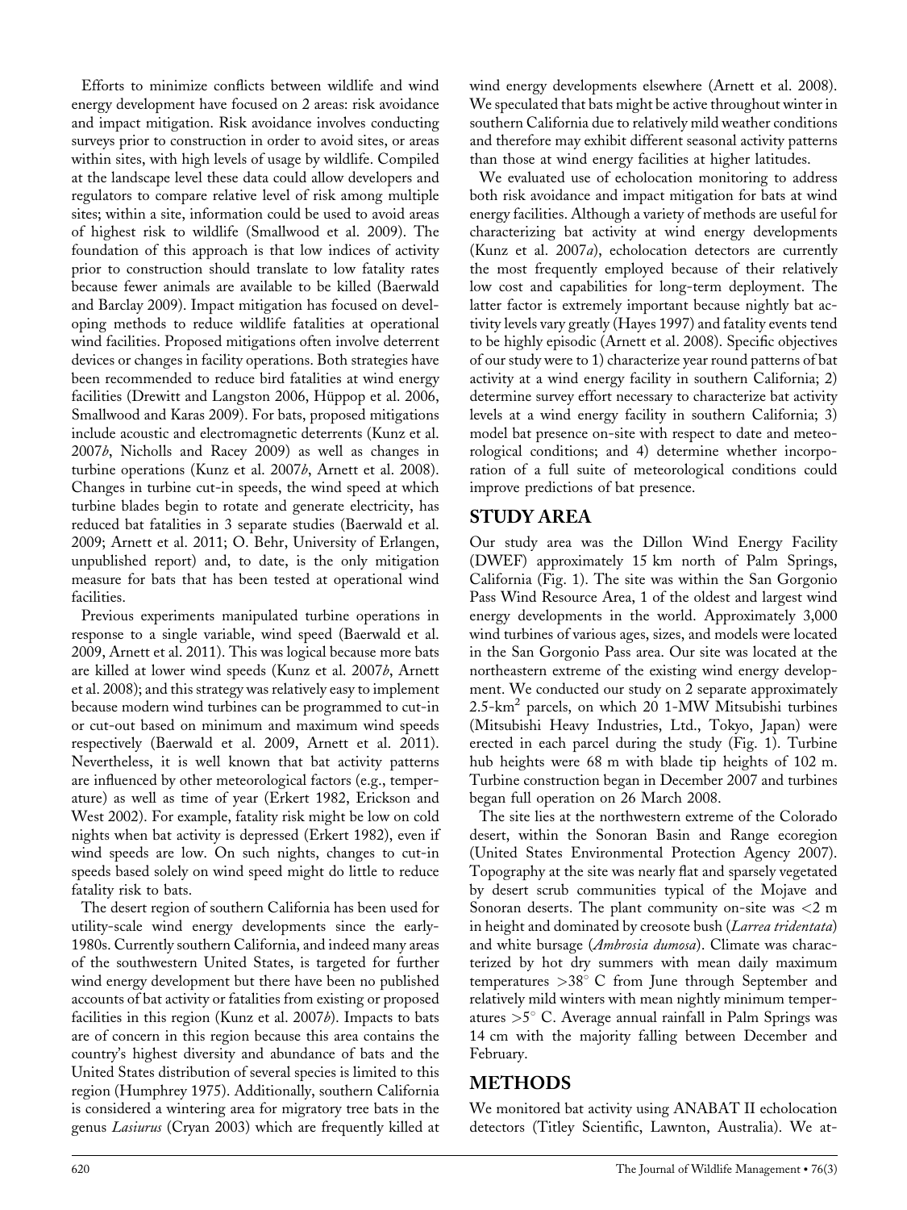Efforts to minimize conflicts between wildlife and wind energy development have focused on 2 areas: risk avoidance and impact mitigation. Risk avoidance involves conducting surveys prior to construction in order to avoid sites, or areas within sites, with high levels of usage by wildlife. Compiled at the landscape level these data could allow developers and regulators to compare relative level of risk among multiple sites; within a site, information could be used to avoid areas of highest risk to wildlife (Smallwood et al. 2009). The foundation of this approach is that low indices of activity prior to construction should translate to low fatality rates because fewer animals are available to be killed (Baerwald and Barclay 2009). Impact mitigation has focused on developing methods to reduce wildlife fatalities at operational wind facilities. Proposed mitigations often involve deterrent devices or changes in facility operations. Both strategies have been recommended to reduce bird fatalities at wind energy facilities (Drewitt and Langston 2006, Hüppop et al. 2006, Smallwood and Karas 2009). For bats, proposed mitigations include acoustic and electromagnetic deterrents (Kunz et al. 2007*b*, Nicholls and Racey 2009) as well as changes in turbine operations (Kunz et al. 2007*b*, Arnett et al. 2008). Changes in turbine cut-in speeds, the wind speed at which turbine blades begin to rotate and generate electricity, has reduced bat fatalities in 3 separate studies (Baerwald et al. 2009; Arnett et al. 2011; O. Behr, University of Erlangen, unpublished report) and, to date, is the only mitigation measure for bats that has been tested at operational wind facilities.

Previous experiments manipulated turbine operations in response to a single variable, wind speed (Baerwald et al. 2009, Arnett et al. 2011). This was logical because more bats are killed at lower wind speeds (Kunz et al. 2007*b*, Arnett et al. 2008); and this strategy was relatively easy to implement because modern wind turbines can be programmed to cut-in or cut-out based on minimum and maximum wind speeds respectively (Baerwald et al. 2009, Arnett et al. 2011). Nevertheless, it is well known that bat activity patterns are influenced by other meteorological factors (e.g., temperature) as well as time of year (Erkert 1982, Erickson and West 2002). For example, fatality risk might be low on cold nights when bat activity is depressed (Erkert 1982), even if wind speeds are low. On such nights, changes to cut-in speeds based solely on wind speed might do little to reduce fatality risk to bats.

The desert region of southern California has been used for utility-scale wind energy developments since the early-1980s. Currently southern California, and indeed many areas of the southwestern United States, is targeted for further wind energy development but there have been no published accounts of bat activity or fatalities from existing or proposed facilities in this region (Kunz et al. 2007*b*). Impacts to bats are of concern in this region because this area contains the country's highest diversity and abundance of bats and the United States distribution of several species is limited to this region (Humphrey 1975). Additionally, southern California is considered a wintering area for migratory tree bats in the genus *Lasiurus* (Cryan 2003) which are frequently killed at wind energy developments elsewhere (Arnett et al. 2008). We speculated that bats might be active throughout winter in southern California due to relatively mild weather conditions and therefore may exhibit different seasonal activity patterns than those at wind energy facilities at higher latitudes.

We evaluated use of echolocation monitoring to address both risk avoidance and impact mitigation for bats at wind energy facilities. Although a variety of methods are useful for characterizing bat activity at wind energy developments (Kunz et al. 2007*a*), echolocation detectors are currently the most frequently employed because of their relatively low cost and capabilities for long-term deployment. The latter factor is extremely important because nightly bat activity levels vary greatly (Hayes 1997) and fatality events tend to be highly episodic (Arnett et al. 2008). Specific objectives of our study were to 1) characterize year round patterns of bat activity at a wind energy facility in southern California; 2) determine survey effort necessary to characterize bat activity levels at a wind energy facility in southern California; 3) model bat presence on-site with respect to date and meteorological conditions; and 4) determine whether incorporation of a full suite of meteorological conditions could improve predictions of bat presence.

## STUDY AREA

Our study area was the Dillon Wind Energy Facility (DWEF) approximately 15 km north of Palm Springs, California (Fig. 1). The site was within the San Gorgonio Pass Wind Resource Area, 1 of the oldest and largest wind energy developments in the world. Approximately 3,000 wind turbines of various ages, sizes, and models were located in the San Gorgonio Pass area. Our site was located at the northeastern extreme of the existing wind energy development. We conducted our study on 2 separate approximately 2.5-$km^2$ parcels, on which 20 1-MW Mitsubishi turbines (Mitsubishi Heavy Industries, Ltd., Tokyo, Japan) were erected in each parcel during the study (Fig. 1). Turbine hub heights were 68 m with blade tip heights of 102 m. Turbine construction began in December 2007 and turbines began full operation on 26 March 2008.

The site lies at the northwestern extreme of the Colorado desert, within the Sonoran Basin and Range ecoregion (United States Environmental Protection Agency 2007). Topography at the site was nearly flat and sparsely vegetated by desert scrub communities typical of the Mojave and Sonoran deserts. The plant community on-site was <2 m in height and dominated by creosote bush (*Larrea tridentata*) and white bursage (*Ambrosia dumosa*). Climate was characterized by hot dry summers with mean daily maximum temperatures >38° C from June through September and relatively mild winters with mean nightly minimum temperatures >5° C. Average annual rainfall in Palm Springs was 14 cm with the majority falling between December and February.

## METHODS

We monitored bat activity using ANABAT II echolocation detectors (Titley Scientific, Lawnton, Australia). We at-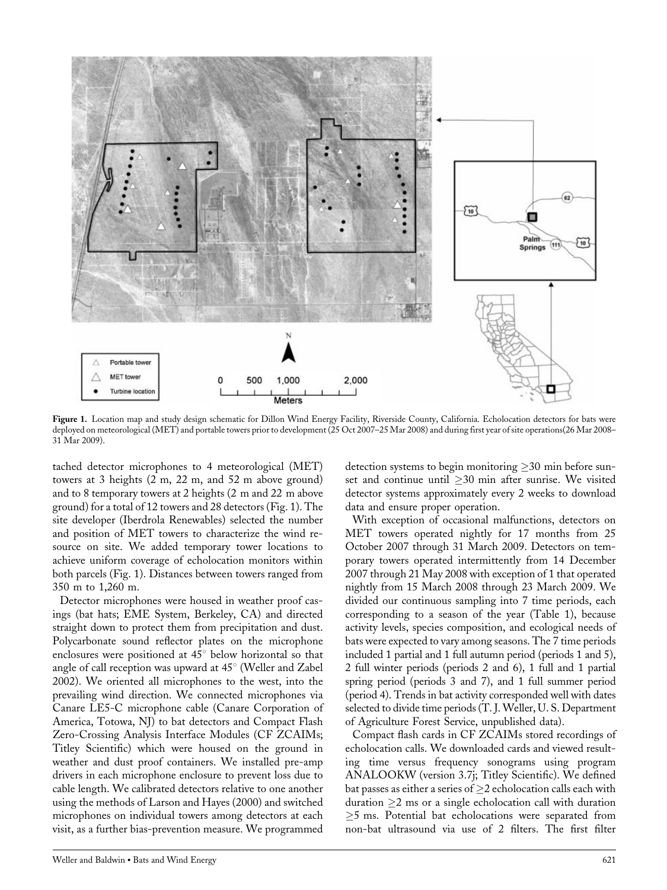**Figure 1.** Location map and study design schematic for Dillon Wind Energy Facility, Riverside County, California. Echolocation detectors for bats were deployed on meteorological (MET) and portable towers prior to development (25 Oct 2007–25 Mar 2008) and during first year of site operations(26 Mar 2008–31 Mar 2009).

tached detector microphones to 4 meteorological (MET) towers at 3 heights (2 m, 22 m, and 52 m above ground) and to 8 temporary towers at 2 heights (2 m and 22 m above ground) for a total of 12 towers and 28 detectors (Fig. 1). The site developer (Iberdrola Renewables) selected the number and position of MET towers to characterize the wind resource on site. We added temporary tower locations to achieve uniform coverage of echolocation monitors within both parcels (Fig. 1). Distances between towers ranged from 350 m to 1,260 m.

Detector microphones were housed in weather proof casings (bat hats; EME System, Berkeley, CA) and directed straight down to protect them from precipitation and dust. Polycarbonate sound reflector plates on the microphone enclosures were positioned at 45° below horizontal so that angle of call reception was upward at 45° (Weller and Zabel 2002). We oriented all microphones to the west, into the prevailing wind direction. We connected microphones via Canare LE5-C microphone cable (Canare Corporation of America, Totowa, NJ) to bat detectors and Compact Flash Zero-Crossing Analysis Interface Modules (CF ZCAIMs; Titley Scientific) which were housed on the ground in weather and dust proof containers. We installed pre-amp drivers in each microphone enclosure to prevent loss due to cable length. We calibrated detectors relative to one another using the methods of Larson and Hayes (2000) and switched microphones on individual towers among detectors at each visit, as a further bias-prevention measure. We programmed detection systems to begin monitoring ≥30 min before sunset and continue until ≥30 min after sunrise. We visited detector systems approximately every 2 weeks to download data and ensure proper operation.

With exception of occasional malfunctions, detectors on MET towers operated nightly for 17 months from 25 October 2007 through 31 March 2009. Detectors on temporary towers operated intermittently from 14 December 2007 through 21 May 2008 with exception of 1 that operated nightly from 15 March 2008 through 23 March 2009. We divided our continuous sampling into 7 time periods, each corresponding to a season of the year (Table 1), because activity levels, species composition, and ecological needs of bats were expected to vary among seasons. The 7 time periods included 1 partial and 1 full autumn period (periods 1 and 5), 2 full winter periods (periods 2 and 6), 1 full and 1 partial spring period (periods 3 and 7), and 1 full summer period (period 4). Trends in bat activity corresponded well with dates selected to divide time periods (T. J. Weller, U. S. Department of Agriculture Forest Service, unpublished data).

Compact flash cards in CF ZCAIMs stored recordings of echolocation calls. We downloaded cards and viewed resulting time versus frequency sonograms using program ANALOOKW (version 3.7j; Titley Scientific). We defined bat passes as either a series of ≥2 echolocation calls each with duration ≥2 ms or a single echolocation call with duration ≥5 ms. Potential bat echolocations were separated from non-bat ultrasound via use of 2 filters. The first filter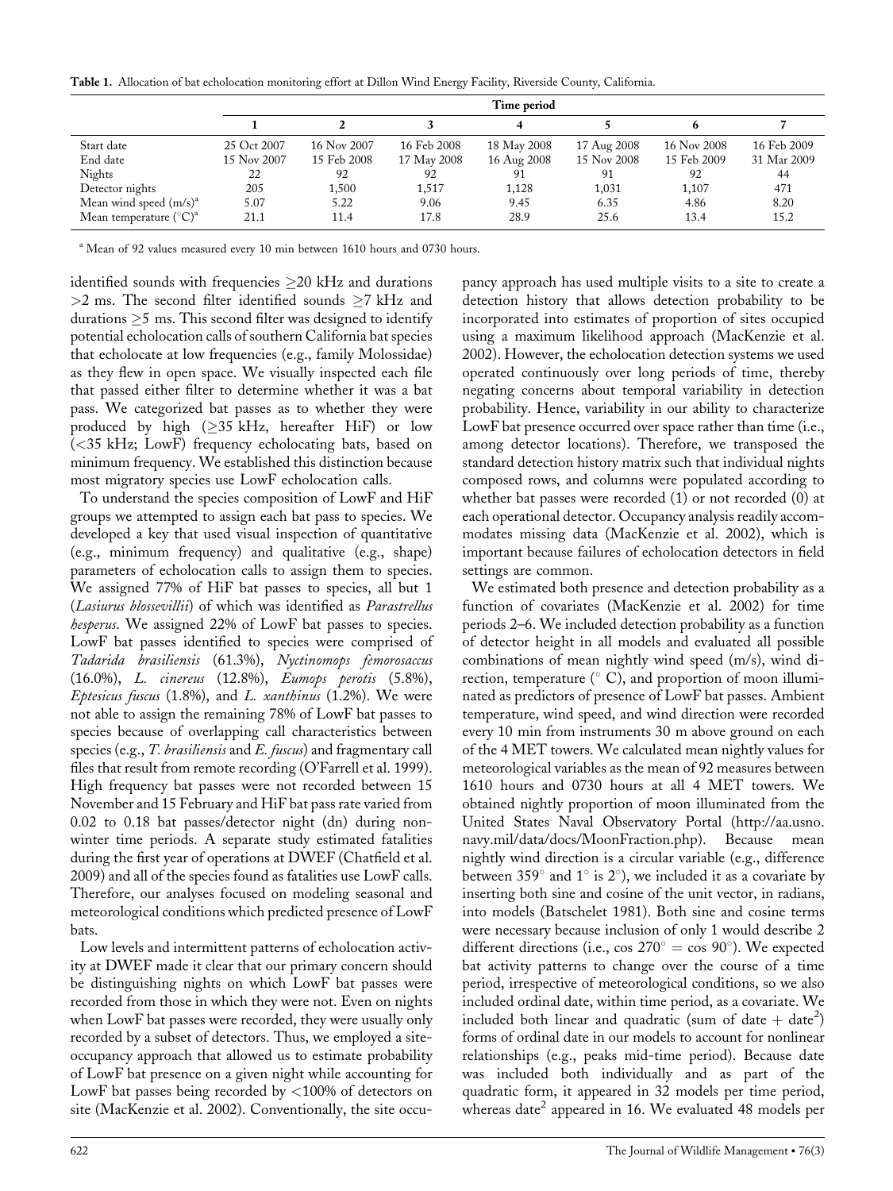**Table 1.** Allocation of bat echolocation monitoring effort at Dillon Wind Energy Facility, Riverside County, California.

| | Time period | | | | | | |
|---|---|---|---|---|---|---|---|
| | **1** | **2** | **3** | **4** | **5** | **6** | **7** |
| Start date | 25 Oct 2007 | 16 Nov 2007 | 16 Feb 2008 | 18 May 2008 | 17 Aug 2008 | 16 Nov 2008 | 16 Feb 2009 |
| End date | 15 Nov 2007 | 15 Feb 2008 | 17 May 2008 | 16 Aug 2008 | 15 Nov 2008 | 15 Feb 2009 | 31 Mar 2009 |
| Nights | 22 | 92 | 92 | 91 | 91 | 92 | 44 |
| Detector nights | 205 | 1,500 | 1,517 | 1,128 | 1,031 | 1,107 | 471 |
| Mean wind speed (m/s)[a] | 5.07 | 5.22 | 9.06 | 9.45 | 6.35 | 4.86 | 8.20 |
| Mean temperature (°C)[a] | 21.1 | 11.4 | 17.8 | 28.9 | 25.6 | 13.4 | 15.2 |

[a] Mean of 92 values measured every 10 min between 1610 hours and 0730 hours.

identified sounds with frequencies ≥20 kHz and durations >2 ms. The second filter identified sounds ≥7 kHz and durations ≥5 ms. This second filter was designed to identify potential echolocation calls of southern California bat species that echolocate at low frequencies (e.g., family Molossidae) as they flew in open space. We visually inspected each file that passed either filter to determine whether it was a bat pass. We categorized bat passes as to whether they were produced by high (≥35 kHz, hereafter HiF) or low (<35 kHz; LowF) frequency echolocating bats, based on minimum frequency. We established this distinction because most migratory species use LowF echolocation calls.

To understand the species composition of LowF and HiF groups we attempted to assign each bat pass to species. We developed a key that used visual inspection of quantitative (e.g., minimum frequency) and qualitative (e.g., shape) parameters of echolocation calls to assign them to species. We assigned 77% of HiF bat passes to species, all but 1 (*Lasiurus blossevillii*) of which was identified as *Parastrellus hesperus*. We assigned 22% of LowF bat passes to species. LowF bat passes identified to species were comprised of *Tadarida brasiliensis* (61.3%), *Nyctinomops femorosaccus* (16.0%), *L. cinereus* (12.8%), *Eumops perotis* (5.8%), *Eptesicus fuscus* (1.8%), and *L. xanthinus* (1.2%). We were not able to assign the remaining 78% of LowF bat passes to species because of overlapping call characteristics between species (e.g., *T. brasiliensis* and *E. fuscus*) and fragmentary call files that result from remote recording (O'Farrell et al. 1999). High frequency bat passes were not recorded between 15 November and 15 February and HiF bat pass rate varied from 0.02 to 0.18 bat passes/detector night (dn) during non-winter time periods. A separate study estimated fatalities during the first year of operations at DWEF (Chatfield et al. 2009) and all of the species found as fatalities use LowF calls. Therefore, our analyses focused on modeling seasonal and meteorological conditions which predicted presence of LowF bats.

Low levels and intermittent patterns of echolocation activity at DWEF made it clear that our primary concern should be distinguishing nights on which LowF bat passes were recorded from those in which they were not. Even on nights when LowF bat passes were recorded, they were usually only recorded by a subset of detectors. Thus, we employed a site-occupancy approach that allowed us to estimate probability of LowF bat presence on a given night while accounting for LowF bat passes being recorded by <100% of detectors on site (MacKenzie et al. 2002). Conventionally, the site occupancy approach has used multiple visits to a site to create a detection history that allows detection probability to be incorporated into estimates of proportion of sites occupied using a maximum likelihood approach (MacKenzie et al. 2002). However, the echolocation detection systems we used operated continuously over long periods of time, thereby negating concerns about temporal variability in detection probability. Hence, variability in our ability to characterize LowF bat presence occurred over space rather than time (i.e., among detector locations). Therefore, we transposed the standard detection history matrix such that individual nights composed rows, and columns were populated according to whether bat passes were recorded (1) or not recorded (0) at each operational detector. Occupancy analysis readily accommodates missing data (MacKenzie et al. 2002), which is important because failures of echolocation detectors in field settings are common.

We estimated both presence and detection probability as a function of covariates (MacKenzie et al. 2002) for time periods 2–6. We included detection probability as a function of detector height in all models and evaluated all possible combinations of mean nightly wind speed (m/s), wind direction, temperature (° C), and proportion of moon illuminated as predictors of presence of LowF bat passes. Ambient temperature, wind speed, and wind direction were recorded every 10 min from instruments 30 m above ground on each of the 4 MET towers. We calculated mean nightly values for meteorological variables as the mean of 92 measures between 1610 hours and 0730 hours at all 4 MET towers. We obtained nightly proportion of moon illuminated from the United States Naval Observatory Portal (http://aa.usno.navy.mil/data/docs/MoonFraction.php). Because mean nightly wind direction is a circular variable (e.g., difference between 359° and 1° is 2°), we included it as a covariate by inserting both sine and cosine of the unit vector, in radians, into models (Batschelet 1981). Both sine and cosine terms were necessary because inclusion of only 1 would describe 2 different directions (i.e., cos 270° = cos 90°). We expected bat activity patterns to change over the course of a time period, irrespective of meteorological conditions, so we also included ordinal date, within time period, as a covariate. We included both linear and quadratic (sum of date + $date^2$) forms of ordinal date in our models to account for nonlinear relationships (e.g., peaks mid-time period). Because date was included both individually and as part of the quadratic form, it appeared in 32 models per time period, whereas $date^2$ appeared in 16. We evaluated 48 models per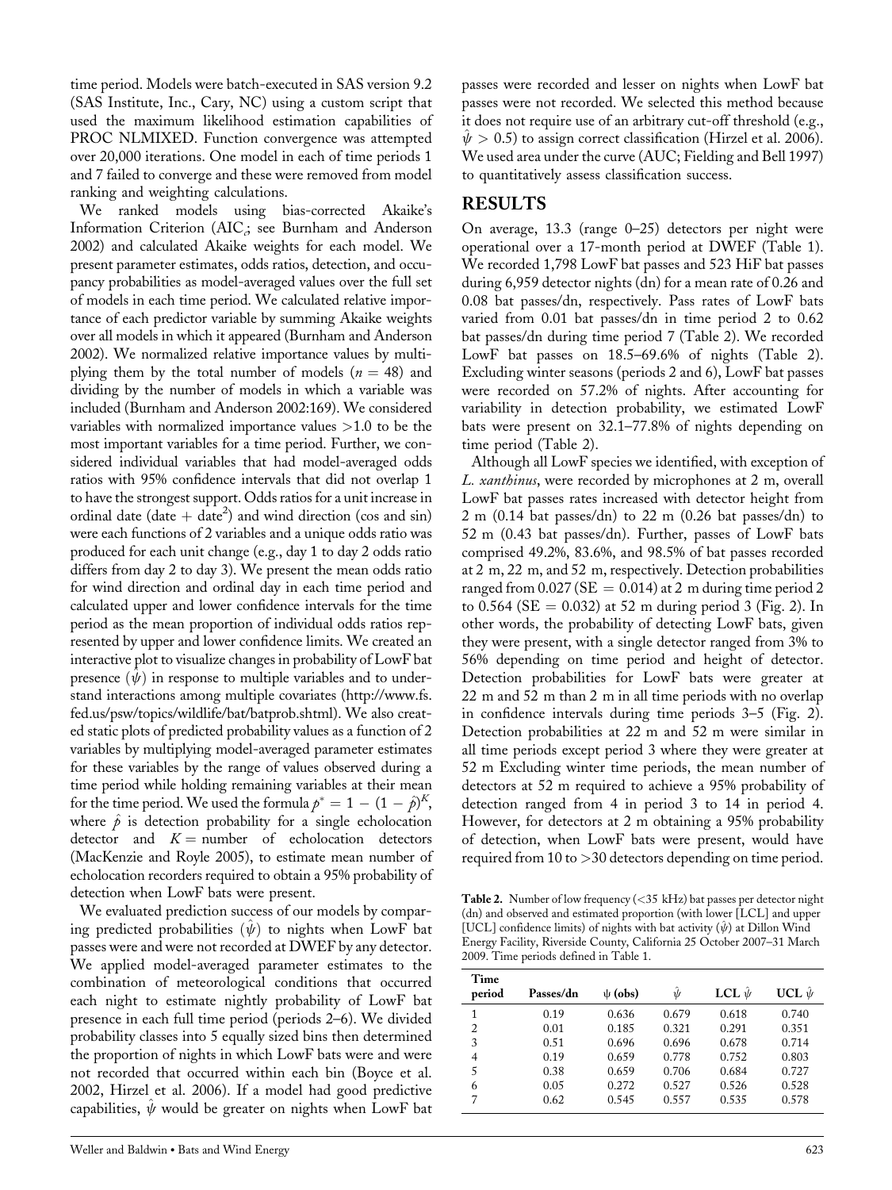time period. Models were batch-executed in SAS version 9.2 (SAS Institute, Inc., Cary, NC) using a custom script that used the maximum likelihood estimation capabilities of PROC NLMIXED. Function convergence was attempted over 20,000 iterations. One model in each of time periods 1 and 7 failed to converge and these were removed from model ranking and weighting calculations.

We ranked models using bias-corrected Akaike's Information Criterion ($AIC_c$; see Burnham and Anderson 2002) and calculated Akaike weights for each model. We present parameter estimates, odds ratios, detection, and occupancy probabilities as model-averaged values over the full set of models in each time period. We calculated relative importance of each predictor variable by summing Akaike weights over all models in which it appeared (Burnham and Anderson 2002). We normalized relative importance values by multiplying them by the total number of models ($n = 48$) and dividing by the number of models in which a variable was included (Burnham and Anderson 2002:169). We considered variables with normalized importance values $>1.0$ to be the most important variables for a time period. Further, we considered individual variables that had model-averaged odds ratios with 95% confidence intervals that did not overlap 1 to have the strongest support. Odds ratios for a unit increase in ordinal date (date + date$^2$) and wind direction (cos and sin) were each functions of 2 variables and a unique odds ratio was produced for each unit change (e.g., day 1 to day 2 odds ratio differs from day 2 to day 3). We present the mean odds ratio for wind direction and ordinal day in each time period and calculated upper and lower confidence intervals for the time period as the mean proportion of individual odds ratios represented by upper and lower confidence limits. We created an interactive plot to visualize changes in probability of LowF bat presence ($\psi$) in response to multiple variables and to understand interactions among multiple covariates (http://www.fs.fed.us/psw/topics/wildlife/bat/batprob.shtml). We also created static plots of predicted probability values as a function of 2 variables by multiplying model-averaged parameter estimates for these variables by the range of values observed during a time period while holding remaining variables at their mean for the time period. We used the formula $p^* = 1 - (1 - \hat{p})^K$, where $\hat{p}$ is detection probability for a single echolocation detector and $K =$ number of echolocation detectors (MacKenzie and Royle 2005), to estimate mean number of echolocation recorders required to obtain a 95% probability of detection when LowF bats were present.

We evaluated prediction success of our models by comparing predicted probabilities ($\hat{\psi}$) to nights when LowF bat passes were and were not recorded at DWEF by any detector. We applied model-averaged parameter estimates to the combination of meteorological conditions that occurred each night to estimate nightly probability of LowF bat presence in each full time period (periods 2–6). We divided probability classes into 5 equally sized bins then determined the proportion of nights in which LowF bats were and were not recorded that occurred within each bin (Boyce et al. 2002, Hirzel et al. 2006). If a model had good predictive capabilities, $\hat{\psi}$ would be greater on nights when LowF bat passes were recorded and lesser on nights when LowF bat passes were not recorded. We selected this method because it does not require use of an arbitrary cut-off threshold (e.g., $\hat{\psi} > 0.5$) to assign correct classification (Hirzel et al. 2006). We used area under the curve (AUC; Fielding and Bell 1997) to quantitatively assess classification success.

## RESULTS

On average, 13.3 (range 0–25) detectors per night were operational over a 17-month period at DWEF (Table 1). We recorded 1,798 LowF bat passes and 523 HiF bat passes during 6,959 detector nights (dn) for a mean rate of 0.26 and 0.08 bat passes/dn, respectively. Pass rates of LowF bats varied from 0.01 bat passes/dn in time period 2 to 0.62 bat passes/dn during time period 7 (Table 2). We recorded LowF bat passes on 18.5–69.6% of nights (Table 2). Excluding winter seasons (periods 2 and 6), LowF bat passes were recorded on 57.2% of nights. After accounting for variability in detection probability, we estimated LowF bats were present on 32.1–77.8% of nights depending on time period (Table 2).

Although all LowF species we identified, with exception of *L. xanthinus*, were recorded by microphones at 2 m, overall LowF bat passes rates increased with detector height from 2 m (0.14 bat passes/dn) to 22 m (0.26 bat passes/dn) to 52 m (0.43 bat passes/dn). Further, passes of LowF bats comprised 49.2%, 83.6%, and 98.5% of bat passes recorded at 2 m, 22 m, and 52 m, respectively. Detection probabilities ranged from 0.027 (SE = 0.014) at 2 m during time period 2 to 0.564 (SE = 0.032) at 52 m during period 3 (Fig. 2). In other words, the probability of detecting LowF bats, given they were present, with a single detector ranged from 3% to 56% depending on time period and height of detector. Detection probabilities for LowF bats were greater at 22 m and 52 m than 2 m in all time periods with no overlap in confidence intervals during time periods 3–5 (Fig. 2). Detection probabilities at 22 m and 52 m were similar in all time periods except period 3 where they were greater at 52 m Excluding winter time periods, the mean number of detectors at 52 m required to achieve a 95% probability of detection ranged from 4 in period 3 to 14 in period 4. However, for detectors at 2 m obtaining a 95% probability of detection, when LowF bats were present, would have required from 10 to >30 detectors depending on time period.

**Table 2.** Number of low frequency (<35 kHz) bat passes per detector night (dn) and observed and estimated proportion (with lower [LCL] and upper [UCL] confidence limits) of nights with bat activity ($\hat{\psi}$) at Dillon Wind Energy Facility, Riverside County, California 25 October 2007–31 March 2009. Time periods defined in Table 1.

| Time period | Passes/dn | $\psi$ (obs) | $\hat{\psi}$ | LCL $\hat{\psi}$ | UCL $\hat{\psi}$ |
|---|---|---|---|---|---|
| 1 | 0.19 | 0.636 | 0.679 | 0.618 | 0.740 |
| 2 | 0.01 | 0.185 | 0.321 | 0.291 | 0.351 |
| 3 | 0.51 | 0.696 | 0.696 | 0.678 | 0.714 |
| 4 | 0.19 | 0.659 | 0.778 | 0.752 | 0.803 |
| 5 | 0.38 | 0.659 | 0.706 | 0.684 | 0.727 |
| 6 | 0.05 | 0.272 | 0.527 | 0.526 | 0.528 |
| 7 | 0.62 | 0.545 | 0.557 | 0.535 | 0.578 |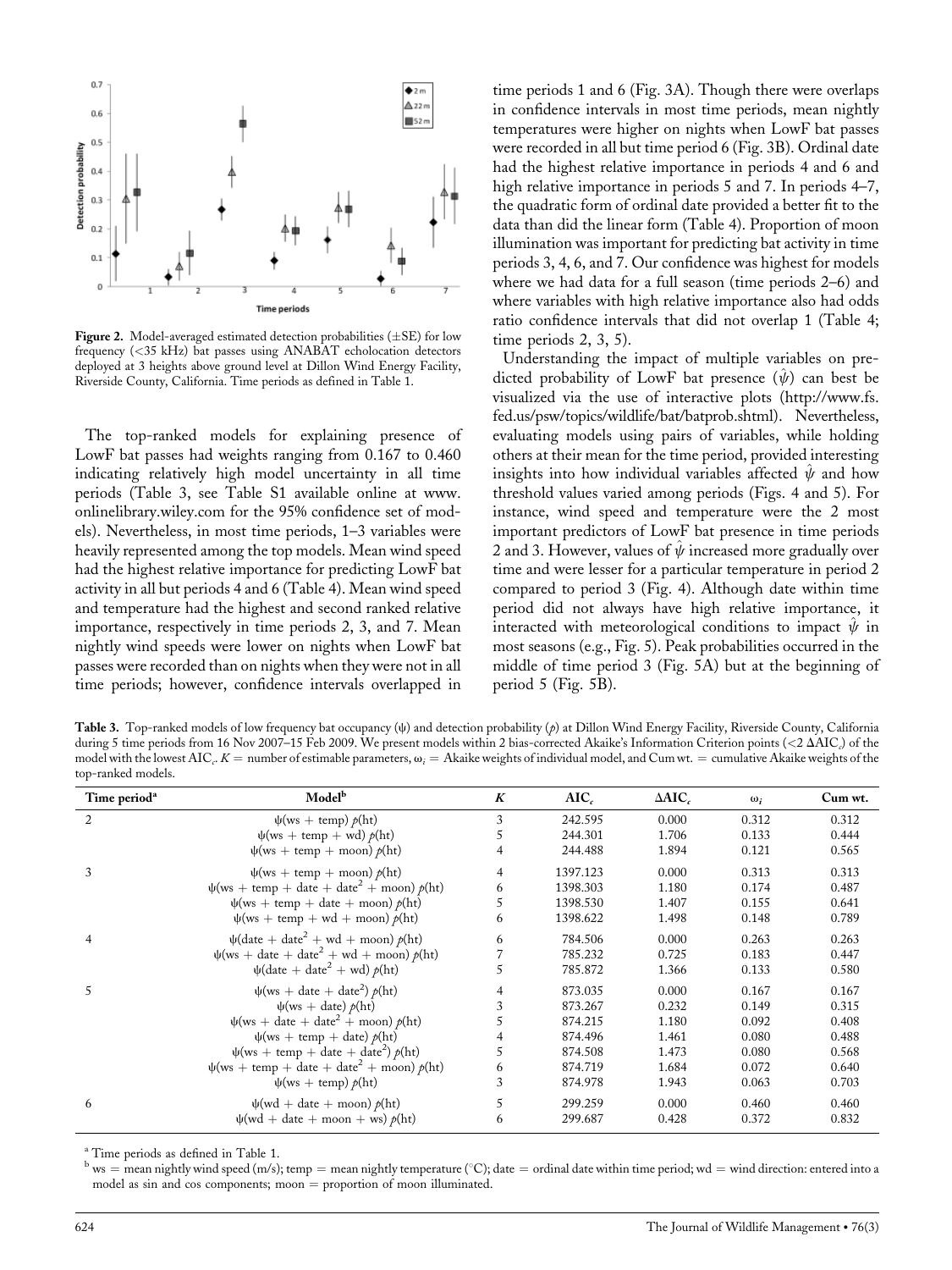Figure 2. Model-averaged estimated detection probabilities (±SE) for low frequency (<35 kHz) bat passes using ANABAT echolocation detectors deployed at 3 heights above ground level at Dillon Wind Energy Facility, Riverside County, California. Time periods as defined in Table 1.

The top-ranked models for explaining presence of LowF bat passes had weights ranging from 0.167 to 0.460 indicating relatively high model uncertainty in all time periods (Table 3, see Table S1 available online at www.onlinelibrary.wiley.com for the 95% confidence set of models). Nevertheless, in most time periods, 1–3 variables were heavily represented among the top models. Mean wind speed had the highest relative importance for predicting LowF bat activity in all but periods 4 and 6 (Table 4). Mean wind speed and temperature had the highest and second ranked relative importance, respectively in time periods 2, 3, and 7. Mean nightly wind speeds were lower on nights when LowF bat passes were recorded than on nights when they were not in all time periods; however, confidence intervals overlapped in time periods 1 and 6 (Fig. 3A). Though there were overlaps in confidence intervals in most time periods, mean nightly temperatures were higher on nights when LowF bat passes were recorded in all but time period 6 (Fig. 3B). Ordinal date had the highest relative importance in periods 4 and 6 and high relative importance in periods 5 and 7. In periods 4–7, the quadratic form of ordinal date provided a better fit to the data than did the linear form (Table 4). Proportion of moon illumination was important for predicting bat activity in time periods 3, 4, 6, and 7. Our confidence was highest for models where we had data for a full season (time periods 2–6) and where variables with high relative importance also had odds ratio confidence intervals that did not overlap 1 (Table 4; time periods 2, 3, 5).

Understanding the impact of multiple variables on predicted probability of LowF bat presence ($\hat{\psi}$) can best be visualized via the use of interactive plots (http://www.fs.fed.us/psw/topics/wildlife/bat/batprob.shtml). Nevertheless, evaluating models using pairs of variables, while holding others at their mean for the time period, provided interesting insights into how individual variables affected $\hat{\psi}$ and how threshold values varied among periods (Figs. 4 and 5). For instance, wind speed and temperature were the 2 most important predictors of LowF bat presence in time periods 2 and 3. However, values of $\hat{\psi}$ increased more gradually over time and were lesser for a particular temperature in period 2 compared to period 3 (Fig. 4). Although date within time period did not always have high relative importance, it interacted with meteorological conditions to impact $\hat{\psi}$ in most seasons (e.g., Fig. 5). Peak probabilities occurred in the middle of time period 3 (Fig. 5A) but at the beginning of period 5 (Fig. 5B).

**Table 3.** Top-ranked models of low frequency bat occupancy ($\psi$) and detection probability ($p$) at Dillon Wind Energy Facility, Riverside County, California during 5 time periods from 16 Nov 2007–15 Feb 2009. We present models within 2 bias-corrected Akaike's Information Criterion points (<2 $\Delta AIC_c$) of the model with the lowest $AIC_c$. $K$ = number of estimable parameters, $\omega_i$ = Akaike weights of individual model, and Cum wt. = cumulative Akaike weights of the top-ranked models.

| Time period[a] | Model[b] | $K$ | $AIC_c$ | $\Delta AIC_c$ | $\omega_i$ | Cum wt. |
|---|---|---|---|---|---|---|
| 2 | $\psi$(ws + temp) $p$(ht) | 3 | 242.595 | 0.000 | 0.312 | 0.312 |
| | $\psi$(ws + temp + wd) $p$(ht) | 5 | 244.301 | 1.706 | 0.133 | 0.444 |
| | $\psi$(ws + temp + moon) $p$(ht) | 4 | 244.488 | 1.894 | 0.121 | 0.565 |
| 3 | $\psi$(ws + temp + moon) $p$(ht) | 4 | 1397.123 | 0.000 | 0.313 | 0.313 |
| | $\psi$(ws + temp + date + date$^2$ + moon) $p$(ht) | 6 | 1398.303 | 1.180 | 0.174 | 0.487 |
| | $\psi$(ws + temp + date + moon) $p$(ht) | 5 | 1398.530 | 1.407 | 0.155 | 0.641 |
| | $\psi$(ws + temp + wd + moon) $p$(ht) | 6 | 1398.622 | 1.498 | 0.148 | 0.789 |
| 4 | $\psi$(date + date$^2$ + wd + moon) $p$(ht) | 6 | 784.506 | 0.000 | 0.263 | 0.263 |
| | $\psi$(ws + date + date$^2$ + wd + moon) $p$(ht) | 7 | 785.232 | 0.725 | 0.183 | 0.447 |
| | $\psi$(date + date$^2$ + wd) $p$(ht) | 5 | 785.872 | 1.366 | 0.133 | 0.580 |
| 5 | $\psi$(ws + date + date$^2$) $p$(ht) | 4 | 873.035 | 0.000 | 0.167 | 0.167 |
| | $\psi$(ws + date) $p$(ht) | 3 | 873.267 | 0.232 | 0.149 | 0.315 |
| | $\psi$(ws + date + date$^2$ + moon) $p$(ht) | 5 | 874.215 | 1.180 | 0.092 | 0.408 |
| | $\psi$(ws + temp + date) $p$(ht) | 4 | 874.496 | 1.461 | 0.080 | 0.488 |
| | $\psi$(ws + temp + date + date$^2$) $p$(ht) | 5 | 874.508 | 1.473 | 0.080 | 0.568 |
| | $\psi$(ws + temp + date + date$^2$ + moon) $p$(ht) | 6 | 874.719 | 1.684 | 0.072 | 0.640 |
| | $\psi$(ws + temp) $p$(ht) | 3 | 874.978 | 1.943 | 0.063 | 0.703 |
| 6 | $\psi$(wd + date + moon) $p$(ht) | 5 | 299.259 | 0.000 | 0.460 | 0.460 |
| | $\psi$(wd + date + moon + ws) $p$(ht) | 6 | 299.687 | 0.428 | 0.372 | 0.832 |

[a] Time periods as defined in Table 1.

[b] ws = mean nightly wind speed (m/s); temp = mean nightly temperature (°C); date = ordinal date within time period; wd = wind direction: entered into a model as sin and cos components; moon = proportion of moon illuminated.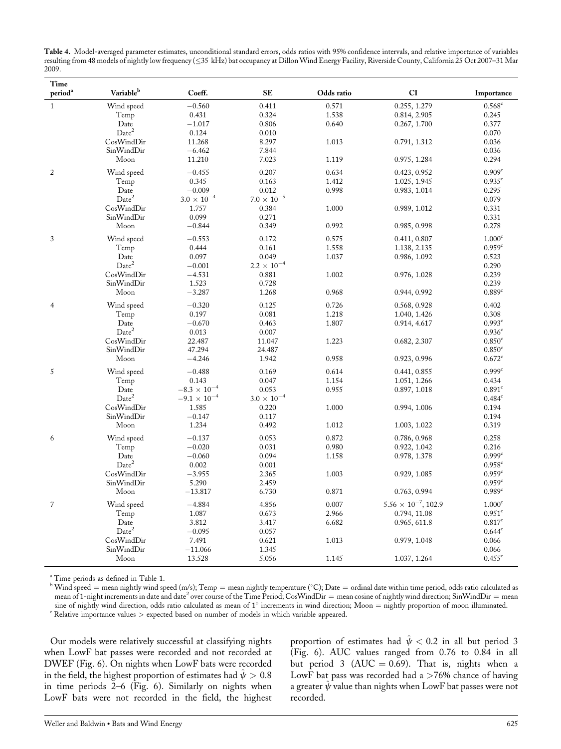**Table 4.** Model-averaged parameter estimates, unconditional standard errors, odds ratios with 95% confidence intervals, and relative importance of variables resulting from 48 models of nightly low frequency (≤35 kHz) bat occupancy at Dillon Wind Energy Facility, Riverside County, California 25 Oct 2007–31 Mar 2009.

| Time period[a] | Variable[b] | Coeff. | SE | Odds ratio | CI | Importance |
|---|---|---|---|---|---|---|
| 1 | Wind speed | −0.560 | 0.411 | 0.571 | 0.255, 1.279 | 0.568[c] |
| | Temp | 0.431 | 0.324 | 1.538 | 0.814, 2.905 | 0.245 |
| | Date | −1.017 | 0.806 | 0.640 | 0.267, 1.700 | 0.377 |
| | Date$^2$ | 0.124 | 0.010 | | | 0.070 |
| | CosWindDir | 11.268 | 8.297 | 1.013 | 0.791, 1.312 | 0.036 |
| | SinWindDir | −6.462 | 7.844 | | | 0.036 |
| | Moon | 11.210 | 7.023 | 1.119 | 0.975, 1.284 | 0.294 |
| 2 | Wind speed | −0.455 | 0.207 | 0.634 | 0.423, 0.952 | 0.909[c] |
| | Temp | 0.345 | 0.163 | 1.412 | 1.025, 1.945 | 0.935[c] |
| | Date | −0.009 | 0.012 | 0.998 | 0.983, 1.014 | 0.295 |
| | Date$^2$ | $3.0 \times 10^{-4}$ | $7.0 \times 10^{-5}$ | | | 0.079 |
| | CosWindDir | 1.757 | 0.384 | 1.000 | 0.989, 1.012 | 0.331 |
| | SinWindDir | 0.099 | 0.271 | | | 0.331 |
| | Moon | −0.844 | 0.349 | 0.992 | 0.985, 0.998 | 0.278 |
| 3 | Wind speed | −0.553 | 0.172 | 0.575 | 0.411, 0.807 | 1.000[c] |
| | Temp | 0.444 | 0.161 | 1.558 | 1.138, 2.135 | 0.959[c] |
| | Date | 0.097 | 0.049 | 1.037 | 0.986, 1.092 | 0.523 |
| | Date$^2$ | −0.001 | $2.2 \times 10^{-4}$ | | | 0.290 |
| | CosWindDir | −4.531 | 0.881 | 1.002 | 0.976, 1.028 | 0.239 |
| | SinWindDir | 1.523 | 0.728 | | | 0.239 |
| | Moon | −3.287 | 1.268 | 0.968 | 0.944, 0.992 | 0.889[c] |
| 4 | Wind speed | −0.320 | 0.125 | 0.726 | 0.568, 0.928 | 0.402 |
| | Temp | 0.197 | 0.081 | 1.218 | 1.040, 1.426 | 0.308 |
| | Date | −0.670 | 0.463 | 1.807 | 0.914, 4.617 | 0.993[c] |
| | Date$^2$ | 0.013 | 0.007 | | | 0.936[c] |
| | CosWindDir | 22.487 | 11.047 | 1.223 | 0.682, 2.307 | 0.850[c] |
| | SinWindDir | 47.294 | 24.487 | | | 0.850[c] |
| | Moon | −4.246 | 1.942 | 0.958 | 0.923, 0.996 | 0.672[c] |
| 5 | Wind speed | −0.488 | 0.169 | 0.614 | 0.441, 0.855 | 0.999[c] |
| | Temp | 0.143 | 0.047 | 1.154 | 1.051, 1.266 | 0.434 |
| | Date | $-8.3 \times 10^{-4}$ | 0.053 | 0.955 | 0.897, 1.018 | 0.891[c] |
| | Date$^2$ | $-9.1 \times 10^{-4}$ | $3.0 \times 10^{-4}$ | | | 0.484[c] |
| | CosWindDir | 1.585 | 0.220 | 1.000 | 0.994, 1.006 | 0.194 |
| | SinWindDir | −0.147 | 0.117 | | | 0.194 |
| | Moon | 1.234 | 0.492 | 1.012 | 1.003, 1.022 | 0.319 |
| 6 | Wind speed | −0.137 | 0.053 | 0.872 | 0.786, 0.968 | 0.258 |
| | Temp | −0.020 | 0.031 | 0.980 | 0.922, 1.042 | 0.216 |
| | Date | −0.060 | 0.094 | 1.158 | 0.978, 1.378 | 0.999[c] |
| | Date$^2$ | 0.002 | 0.001 | | | 0.958[c] |
| | CosWindDir | −3.955 | 2.365 | 1.003 | 0.929, 1.085 | 0.959[c] |
| | SinWindDir | 5.290 | 2.459 | | | 0.959[c] |
| | Moon | −13.817 | 6.730 | 0.871 | 0.763, 0.994 | 0.989[c] |
| 7 | Wind speed | −4.884 | 4.856 | 0.007 | $5.56 \times 10^{-7}$, 102.9 | 1.000[c] |
| | Temp | 1.087 | 0.673 | 2.966 | 0.794, 11.08 | 0.951[c] |
| | Date | 3.812 | 3.417 | 6.682 | 0.965, 611.8 | 0.817[c] |
| | Date$^2$ | −0.095 | 0.057 | | | 0.644[c] |
| | CosWindDir | 7.491 | 0.621 | 1.013 | 0.979, 1.048 | 0.066 |
| | SinWindDir | −11.066 | 1.345 | | | 0.066 |
| | Moon | 13.528 | 5.056 | 1.145 | 1.037, 1.264 | 0.455[c] |

[a] Time periods as defined in Table 1.
[b] Wind speed = mean nightly wind speed (m/s); Temp = mean nightly temperature (°C); Date = ordinal date within time period, odds ratio calculated as mean of 1-night increments in date and date$^2$ over course of the Time Period; CosWindDir = mean cosine of nightly wind direction; SinWindDir = mean sine of nightly wind direction, odds ratio calculated as mean of 1° increments in wind direction; Moon = nightly proportion of moon illuminated.
[c] Relative importance values > expected based on number of models in which variable appeared.

Our models were relatively successful at classifying nights when LowF bat passes were recorded and not recorded at DWEF (Fig. 6). On nights when LowF bats were recorded in the field, the highest proportion of estimates had $\hat{\psi} > 0.8$ in time periods 2–6 (Fig. 6). Similarly on nights when LowF bats were not recorded in the field, the highest proportion of estimates had $\hat{\psi} < 0.2$ in all but period 3 (Fig. 6). AUC values ranged from 0.76 to 0.84 in all but period 3 (AUC = 0.69). That is, nights when a LowF bat pass was recorded had a >76% chance of having a greater $\hat{\psi}$ value than nights when LowF bat passes were not recorded.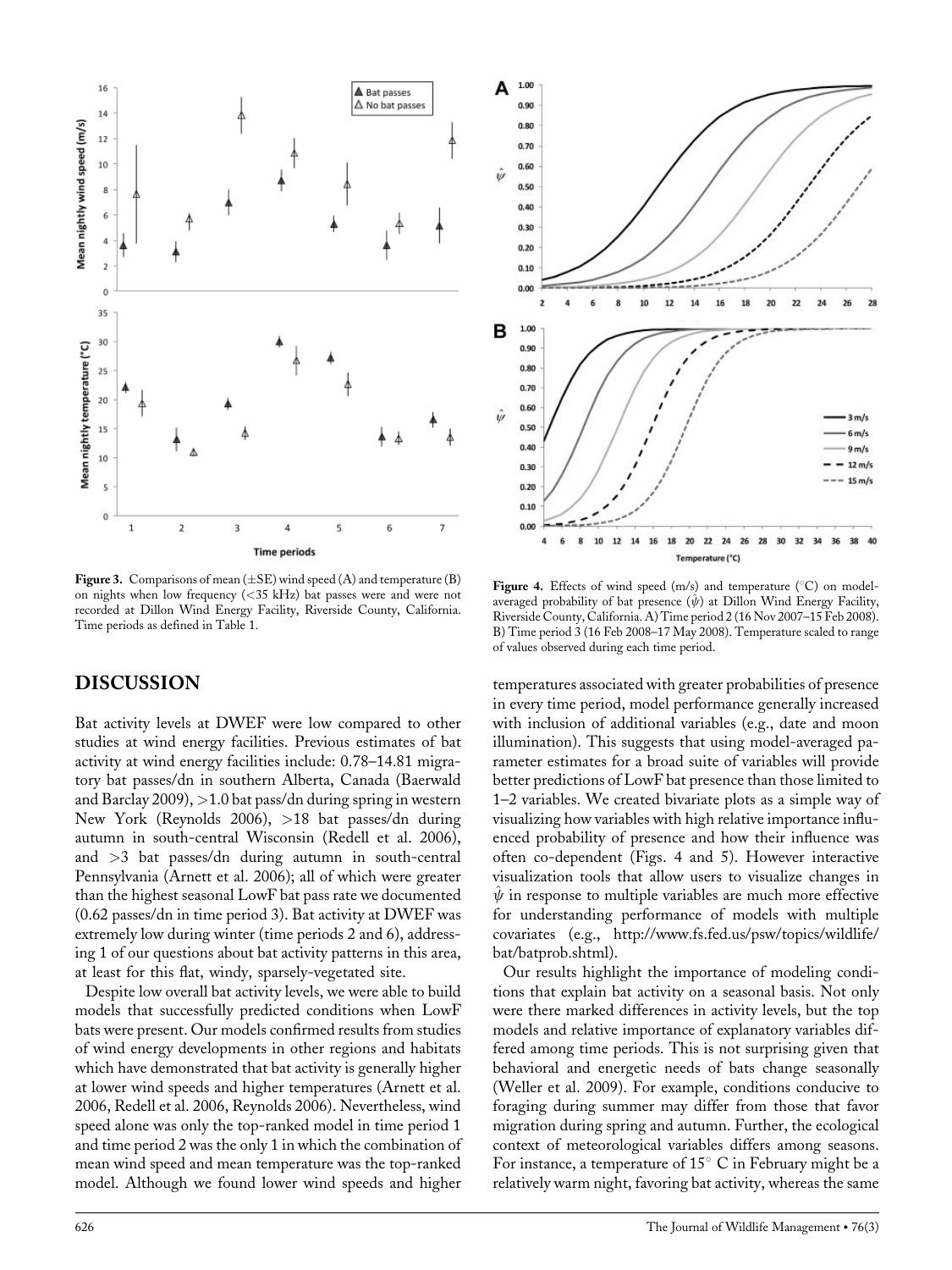**Figure 3.** Comparisons of mean (±SE) wind speed (A) and temperature (B) on nights when low frequency (<35 kHz) bat passes were and were not recorded at Dillon Wind Energy Facility, Riverside County, California. Time periods as defined in Table 1.

**Figure 4.** Effects of wind speed (m/s) and temperature (°C) on model-averaged probability of bat presence ($\hat{\psi}$) at Dillon Wind Energy Facility, Riverside County, California. A) Time period 2 (16 Nov 2007–15 Feb 2008). B) Time period 3 (16 Feb 2008–17 May 2008). Temperature scaled to range of values observed during each time period.

## DISCUSSION

Bat activity levels at DWEF were low compared to other studies at wind energy facilities. Previous estimates of bat activity at wind energy facilities include: 0.78–14.81 migratory bat passes/dn in southern Alberta, Canada (Baerwald and Barclay 2009), >1.0 bat pass/dn during spring in western New York (Reynolds 2006), >18 bat passes/dn during autumn in south-central Wisconsin (Redell et al. 2006), and >3 bat passes/dn during autumn in south-central Pennsylvania (Arnett et al. 2006); all of which were greater than the highest seasonal LowF bat pass rate we documented (0.62 passes/dn in time period 3). Bat activity at DWEF was extremely low during winter (time periods 2 and 6), addressing 1 of our questions about bat activity patterns in this area, at least for this flat, windy, sparsely-vegetated site.

Despite low overall bat activity levels, we were able to build models that successfully predicted conditions when LowF bats were present. Our models confirmed results from studies of wind energy developments in other regions and habitats which have demonstrated that bat activity is generally higher at lower wind speeds and higher temperatures (Arnett et al. 2006, Redell et al. 2006, Reynolds 2006). Nevertheless, wind speed alone was only the top-ranked model in time period 1 and time period 2 was the only 1 in which the combination of mean wind speed and mean temperature was the top-ranked model. Although we found lower wind speeds and higher temperatures associated with greater probabilities of presence in every time period, model performance generally increased with inclusion of additional variables (e.g., date and moon illumination). This suggests that using model-averaged parameter estimates for a broad suite of variables will provide better predictions of LowF bat presence than those limited to 1–2 variables. We created bivariate plots as a simple way of visualizing how variables with high relative importance influenced probability of presence and how their influence was often co-dependent (Figs. 4 and 5). However interactive visualization tools that allow users to visualize changes in $\hat{\psi}$ in response to multiple variables are much more effective for understanding performance of models with multiple covariates (e.g., http://www.fs.fed.us/psw/topics/wildlife/bat/batprob.shtml).

Our results highlight the importance of modeling conditions that explain bat activity on a seasonal basis. Not only were there marked differences in activity levels, but the top models and relative importance of explanatory variables differed among time periods. This is not surprising given that behavioral and energetic needs of bats change seasonally (Weller et al. 2009). For example, conditions conducive to foraging during summer may differ from those that favor migration during spring and autumn. Further, the ecological context of meteorological variables differs among seasons. For instance, a temperature of 15° C in February might be a relatively warm night, favoring bat activity, whereas the same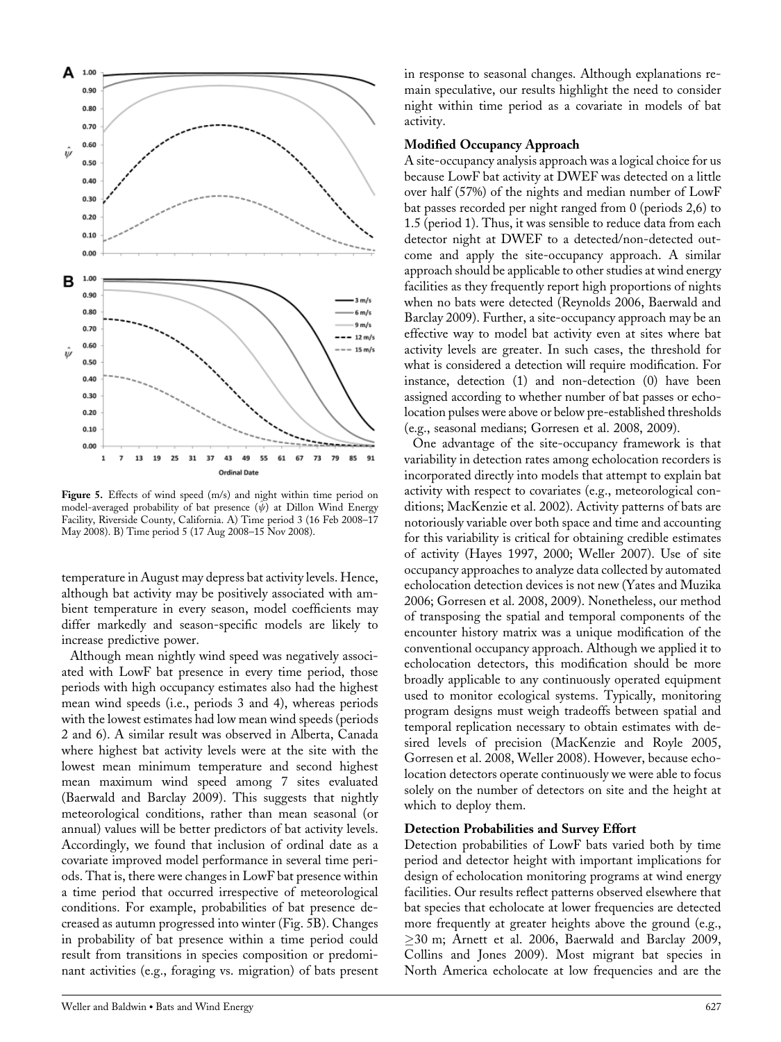**Figure 5.** Effects of wind speed (m/s) and night within time period on model-averaged probability of bat presence ($\hat{\psi}$) at Dillon Wind Energy Facility, Riverside County, California. A) Time period 3 (16 Feb 2008–17 May 2008). B) Time period 5 (17 Aug 2008–15 Nov 2008).

temperature in August may depress bat activity levels. Hence, although bat activity may be positively associated with ambient temperature in every season, model coefficients may differ markedly and season-specific models are likely to increase predictive power.

Although mean nightly wind speed was negatively associated with LowF bat presence in every time period, those periods with high occupancy estimates also had the highest mean wind speeds (i.e., periods 3 and 4), whereas periods with the lowest estimates had low mean wind speeds (periods 2 and 6). A similar result was observed in Alberta, Canada where highest bat activity levels were at the site with the lowest mean minimum temperature and second highest mean maximum wind speed among 7 sites evaluated (Baerwald and Barclay 2009). This suggests that nightly meteorological conditions, rather than mean seasonal (or annual) values will be better predictors of bat activity levels. Accordingly, we found that inclusion of ordinal date as a covariate improved model performance in several time periods. That is, there were changes in LowF bat presence within a time period that occurred irrespective of meteorological conditions. For example, probabilities of bat presence decreased as autumn progressed into winter (Fig. 5B). Changes in probability of bat presence within a time period could result from transitions in species composition or predominant activities (e.g., foraging vs. migration) of bats present in response to seasonal changes. Although explanations remain speculative, our results highlight the need to consider night within time period as a covariate in models of bat activity.

### Modified Occupancy Approach

A site-occupancy analysis approach was a logical choice for us because LowF bat activity at DWEF was detected on a little over half (57%) of the nights and median number of LowF bat passes recorded per night ranged from 0 (periods 2,6) to 1.5 (period 1). Thus, it was sensible to reduce data from each detector night at DWEF to a detected/non-detected outcome and apply the site-occupancy approach. A similar approach should be applicable to other studies at wind energy facilities as they frequently report high proportions of nights when no bats were detected (Reynolds 2006, Baerwald and Barclay 2009). Further, a site-occupancy approach may be an effective way to model bat activity even at sites where bat activity levels are greater. In such cases, the threshold for what is considered a detection will require modification. For instance, detection (1) and non-detection (0) have been assigned according to whether number of bat passes or echolocation pulses were above or below pre-established thresholds (e.g., seasonal medians; Gorresen et al. 2008, 2009).

One advantage of the site-occupancy framework is that variability in detection rates among echolocation recorders is incorporated directly into models that attempt to explain bat activity with respect to covariates (e.g., meteorological conditions; MacKenzie et al. 2002). Activity patterns of bats are notoriously variable over both space and time and accounting for this variability is critical for obtaining credible estimates of activity (Hayes 1997, 2000; Weller 2007). Use of site occupancy approaches to analyze data collected by automated echolocation detection devices is not new (Yates and Muzika 2006; Gorresen et al. 2008, 2009). Nonetheless, our method of transposing the spatial and temporal components of the encounter history matrix was a unique modification of the conventional occupancy approach. Although we applied it to echolocation detectors, this modification should be more broadly applicable to any continuously operated equipment used to monitor ecological systems. Typically, monitoring program designs must weigh tradeoffs between spatial and temporal replication necessary to obtain estimates with desired levels of precision (MacKenzie and Royle 2005, Gorresen et al. 2008, Weller 2008). However, because echolocation detectors operate continuously we were able to focus solely on the number of detectors on site and the height at which to deploy them.

### Detection Probabilities and Survey Effort

Detection probabilities of LowF bats varied both by time period and detector height with important implications for design of echolocation monitoring programs at wind energy facilities. Our results reflect patterns observed elsewhere that bat species that echolocate at lower frequencies are detected more frequently at greater heights above the ground (e.g., $\geq$30 m; Arnett et al. 2006, Baerwald and Barclay 2009, Collins and Jones 2009). Most migrant bat species in North America echolocate at low frequencies and are the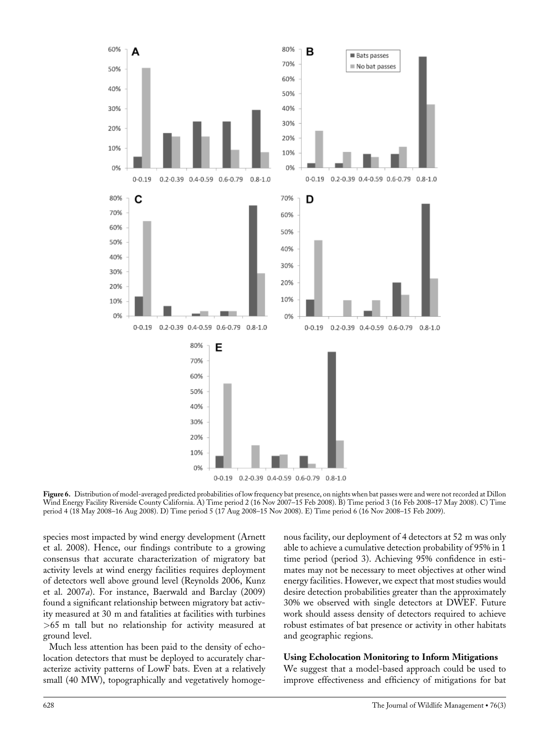**Figure 6.** Distribution of model-averaged predicted probabilities of low frequency bat presence, on nights when bat passes were and were not recorded at Dillon Wind Energy Facility Riverside County California. A) Time period 2 (16 Nov 2007–15 Feb 2008). B) Time period 3 (16 Feb 2008–17 May 2008). C) Time period 4 (18 May 2008–16 Aug 2008). D) Time period 5 (17 Aug 2008–15 Nov 2008). E) Time period 6 (16 Nov 2008–15 Feb 2009).

species most impacted by wind energy development (Arnett et al. 2008). Hence, our findings contribute to a growing consensus that accurate characterization of migratory bat activity levels at wind energy facilities requires deployment of detectors well above ground level (Reynolds 2006, Kunz et al. 2007*a*). For instance, Baerwald and Barclay (2009) found a significant relationship between migratory bat activity measured at 30 m and fatalities at facilities with turbines >65 m tall but no relationship for activity measured at ground level.

Much less attention has been paid to the density of echolocation detectors that must be deployed to accurately characterize activity patterns of LowF bats. Even at a relatively small (40 MW), topographically and vegetatively homogenous facility, our deployment of 4 detectors at 52 m was only able to achieve a cumulative detection probability of 95% in 1 time period (period 3). Achieving 95% confidence in estimates may not be necessary to meet objectives at other wind energy facilities. However, we expect that most studies would desire detection probabilities greater than the approximately 30% we observed with single detectors at DWEF. Future work should assess density of detectors required to achieve robust estimates of bat presence or activity in other habitats and geographic regions.

### Using Echolocation Monitoring to Inform Mitigations

We suggest that a model-based approach could be used to improve effectiveness and efficiency of mitigations for bat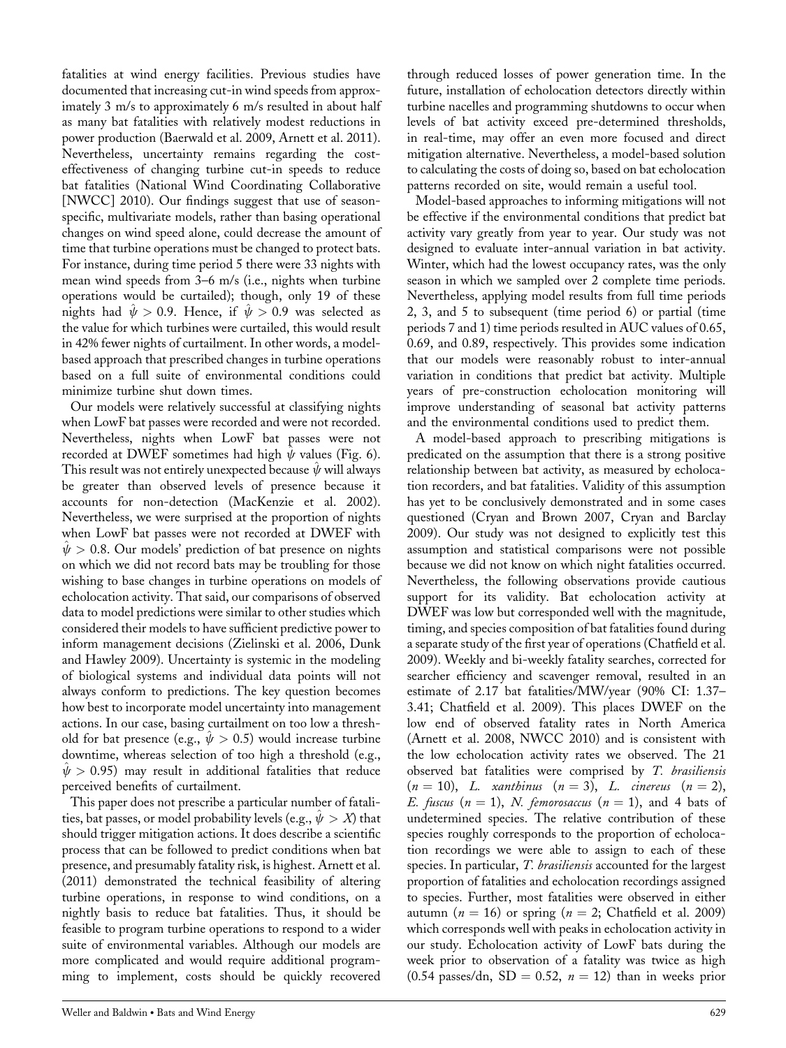fatalities at wind energy facilities. Previous studies have documented that increasing cut-in wind speeds from approximately 3 m/s to approximately 6 m/s resulted in about half as many bat fatalities with relatively modest reductions in power production (Baerwald et al. 2009, Arnett et al. 2011). Nevertheless, uncertainty remains regarding the cost-effectiveness of changing turbine cut-in speeds to reduce bat fatalities (National Wind Coordinating Collaborative [NWCC] 2010). Our findings suggest that use of season-specific, multivariate models, rather than basing operational changes on wind speed alone, could decrease the amount of time that turbine operations must be changed to protect bats. For instance, during time period 5 there were 33 nights with mean wind speeds from 3–6 m/s (i.e., nights when turbine operations would be curtailed); though, only 19 of these nights had $\hat{\psi} > 0.9$. Hence, if $\hat{\psi} > 0.9$ was selected as the value for which turbines were curtailed, this would result in 42% fewer nights of curtailment. In other words, a model-based approach that prescribed changes in turbine operations based on a full suite of environmental conditions could minimize turbine shut down times.

Our models were relatively successful at classifying nights when LowF bat passes were recorded and were not recorded. Nevertheless, nights when LowF bat passes were not recorded at DWEF sometimes had high $\hat{\psi}$ values (Fig. 6). This result was not entirely unexpected because $\hat{\psi}$ will always be greater than observed levels of presence because it accounts for non-detection (MacKenzie et al. 2002). Nevertheless, we were surprised at the proportion of nights when LowF bat passes were not recorded at DWEF with $\hat{\psi} > 0.8$. Our models' prediction of bat presence on nights on which we did not record bats may be troubling for those wishing to base changes in turbine operations on models of echolocation activity. That said, our comparisons of observed data to model predictions were similar to other studies which considered their models to have sufficient predictive power to inform management decisions (Zielinski et al. 2006, Dunk and Hawley 2009). Uncertainty is systemic in the modeling of biological systems and individual data points will not always conform to predictions. The key question becomes how best to incorporate model uncertainty into management actions. In our case, basing curtailment on too low a threshold for bat presence (e.g., $\hat{\psi} > 0.5$) would increase turbine downtime, whereas selection of too high a threshold (e.g., $\hat{\psi} > 0.95$) may result in additional fatalities that reduce perceived benefits of curtailment.

This paper does not prescribe a particular number of fatalities, bat passes, or model probability levels (e.g., $\hat{\psi} > X$) that should trigger mitigation actions. It does describe a scientific process that can be followed to predict conditions when bat presence, and presumably fatality risk, is highest. Arnett et al. (2011) demonstrated the technical feasibility of altering turbine operations, in response to wind conditions, on a nightly basis to reduce bat fatalities. Thus, it should be feasible to program turbine operations to respond to a wider suite of environmental variables. Although our models are more complicated and would require additional programming to implement, costs should be quickly recovered through reduced losses of power generation time. In the future, installation of echolocation detectors directly within turbine nacelles and programming shutdowns to occur when levels of bat activity exceed pre-determined thresholds, in real-time, may offer an even more focused and direct mitigation alternative. Nevertheless, a model-based solution to calculating the costs of doing so, based on bat echolocation patterns recorded on site, would remain a useful tool.

Model-based approaches to informing mitigations will not be effective if the environmental conditions that predict bat activity vary greatly from year to year. Our study was not designed to evaluate inter-annual variation in bat activity. Winter, which had the lowest occupancy rates, was the only season in which we sampled over 2 complete time periods. Nevertheless, applying model results from full time periods 2, 3, and 5 to subsequent (time period 6) or partial (time periods 7 and 1) time periods resulted in AUC values of 0.65, 0.69, and 0.89, respectively. This provides some indication that our models were reasonably robust to inter-annual variation in conditions that predict bat activity. Multiple years of pre-construction echolocation monitoring will improve understanding of seasonal bat activity patterns and the environmental conditions used to predict them.

A model-based approach to prescribing mitigations is predicated on the assumption that there is a strong positive relationship between bat activity, as measured by echolocation recorders, and bat fatalities. Validity of this assumption has yet to be conclusively demonstrated and in some cases questioned (Cryan and Brown 2007, Cryan and Barclay 2009). Our study was not designed to explicitly test this assumption and statistical comparisons were not possible because we did not know on which night fatalities occurred. Nevertheless, the following observations provide cautious support for its validity. Bat echolocation activity at DWEF was low but corresponded well with the magnitude, timing, and species composition of bat fatalities found during a separate study of the first year of operations (Chatfield et al. 2009). Weekly and bi-weekly fatality searches, corrected for searcher efficiency and scavenger removal, resulted in an estimate of 2.17 bat fatalities/MW/year (90% CI: 1.37–3.41; Chatfield et al. 2009). This places DWEF on the low end of observed fatality rates in North America (Arnett et al. 2008, NWCC 2010) and is consistent with the low echolocation activity rates we observed. The 21 observed bat fatalities were comprised by *T. brasiliensis* ($n = 10$), *L. xanthinus* ($n = 3$), *L. cinereus* ($n = 2$), *E. fuscus* ($n = 1$), *N. femorosaccus* ($n = 1$), and 4 bats of undetermined species. The relative contribution of these species roughly corresponds to the proportion of echolocation recordings we were able to assign to each of these species. In particular, *T. brasiliensis* accounted for the largest proportion of fatalities and echolocation recordings assigned to species. Further, most fatalities were observed in either autumn ($n = 16$) or spring ($n = 2$; Chatfield et al. 2009) which corresponds well with peaks in echolocation activity in our study. Echolocation activity of LowF bats during the week prior to observation of a fatality was twice as high (0.54 passes/dn, SD = 0.52, $n = 12$) than in weeks prior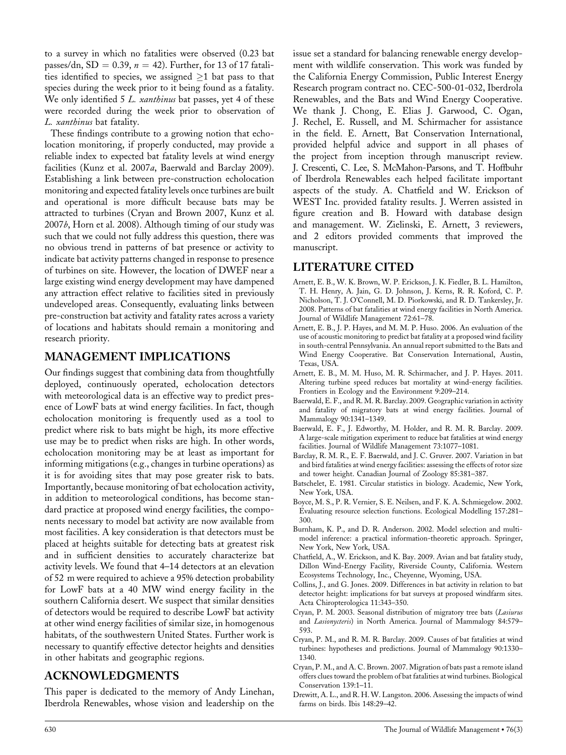to a survey in which no fatalities were observed (0.23 bat passes/dn, SD = 0.39, $n = 42$). Further, for 13 of 17 fatalities identified to species, we assigned $\geq$1 bat pass to that species during the week prior to it being found as a fatality. We only identified 5 *L. xanthinus* bat passes, yet 4 of these were recorded during the week prior to observation of *L. xanthinus* bat fatality.

These findings contribute to a growing notion that echolocation monitoring, if properly conducted, may provide a reliable index to expected bat fatality levels at wind energy facilities (Kunz et al. 2007*a*, Baerwald and Barclay 2009). Establishing a link between pre-construction echolocation monitoring and expected fatality levels once turbines are built and operational is more difficult because bats may be attracted to turbines (Cryan and Brown 2007, Kunz et al. 2007*b*, Horn et al. 2008). Although timing of our study was such that we could not fully address this question, there was no obvious trend in patterns of bat presence or activity to indicate bat activity patterns changed in response to presence of turbines on site. However, the location of DWEF near a large existing wind development may have dampened any attraction effect relative to facilities sited in previously undeveloped areas. Consequently, evaluating links between pre-construction bat activity and fatality rates across a variety of locations and habitats should remain a monitoring and research priority.

## MANAGEMENT IMPLICATIONS

Our findings suggest that combining data from thoughtfully deployed, continuously operated, echolocation detectors with meteorological data is an effective way to predict presence of LowF bats at wind energy facilities. In fact, though echolocation monitoring is frequently used as a tool to predict where risk to bats might be high, its more effective use may be to predict when risks are high. In other words, echolocation monitoring may be at least as important for informing mitigations (e.g., changes in turbine operations) as it is for avoiding sites that may pose greater risk to bats. Importantly, because monitoring of bat echolocation activity, in addition to meteorological conditions, has become standard practice at proposed wind energy facilities, the components necessary to model bat activity are now available from most facilities. A key consideration is that detectors must be placed at heights suitable for detecting bats at greatest risk and in sufficient densities to accurately characterize bat activity levels. We found that 4–14 detectors at an elevation of 52 m were required to achieve a 95% detection probability for LowF bats at a 40 MW wind energy facility in the southern California desert. We suspect that similar densities of detectors would be required to describe LowF bat activity at other wind energy facilities of similar size, in homogenous habitats, of the southwestern United States. Further work is necessary to quantify effective detector heights and densities in other habitats and geographic regions.

## ACKNOWLEDGMENTS

This paper is dedicated to the memory of Andy Linehan, Iberdrola Renewables, whose vision and leadership on the issue set a standard for balancing renewable energy development with wildlife conservation. This work was funded by the California Energy Commission, Public Interest Energy Research program contract no. CEC-500-01-032, Iberdrola Renewables, and the Bats and Wind Energy Cooperative. We thank J. Chong, E. Elias J. Garwood, C. Ogan, J. Rechel, E. Russell, and M. Schirmacher for assistance in the field. E. Arnett, Bat Conservation International, provided helpful advice and support in all phases of the project from inception through manuscript review. J. Crescenti, C. Lee, S. McMahon-Parsons, and T. Hoffbuhr of Iberdrola Renewables each helped facilitate important aspects of the study. A. Chatfield and W. Erickson of WEST Inc. provided fatality results. J. Werren assisted in figure creation and B. Howard with database design and management. W. Zielinski, E. Arnett, 3 reviewers, and 2 editors provided comments that improved the manuscript.

## LITERATURE CITED

Arnett, E. B., W. K. Brown, W. P. Erickson, J. K. Fiedler, B. L. Hamilton, T. H. Henry, A. Jain, G. D. Johnson, J. Kerns, R. R. Koford, C. P. Nicholson, T. J. O'Connell, M. D. Piorkowski, and R. D. Tankersley, Jr. 2008. Patterns of bat fatalities at wind energy facilities in North America. Journal of Wildlife Management 72:61–78.

Arnett, E. B., J. P. Hayes, and M. M. P. Huso. 2006. An evaluation of the use of acoustic monitoring to predict bat fatality at a proposed wind facility in south-central Pennsylvania. An annual report submitted to the Bats and Wind Energy Cooperative. Bat Conservation International, Austin, Texas, USA.

Arnett, E. B., M. M. Huso, M. R. Schirmacher, and J. P. Hayes. 2011. Altering turbine speed reduces bat mortality at wind-energy facilities. Frontiers in Ecology and the Environment 9:209–214.

Baerwald, E. F., and R. M. R. Barclay. 2009. Geographic variation in activity and fatality of migratory bats at wind energy facilities. Journal of Mammalogy 90:1341–1349.

Baerwald, E. F., J. Edworthy, M. Holder, and R. M. R. Barclay. 2009. A large-scale mitigation experiment to reduce bat fatalities at wind energy facilities. Journal of Wildlife Management 73:1077–1081.

Barclay, R. M. R., E. F. Baerwald, and J. C. Gruver. 2007. Variation in bat and bird fatalities at wind energy facilities: assessing the effects of rotor size and tower height. Canadian Journal of Zoology 85:381–387.

Batschelet, E. 1981. Circular statistics in biology. Academic, New York, New York, USA.

Boyce, M. S., P. R. Vernier, S. E. Neilsen, and F. K. A. Schmiegelow. 2002. Evaluating resource selection functions. Ecological Modelling 157:281–300.

Burnham, K. P., and D. R. Anderson. 2002. Model selection and multimodel inference: a practical information-theoretic approach. Springer, New York, New York, USA.

Chatfield, A., W. Erickson, and K. Bay. 2009. Avian and bat fatality study, Dillon Wind-Energy Facility, Riverside County, California. Western Ecosystems Technology, Inc., Cheyenne, Wyoming, USA.

Collins, J., and G. Jones. 2009. Differences in bat activity in relation to bat detector height: implications for bat surveys at proposed windfarm sites. Acta Chiropterologica 11:343–350.

Cryan, P. M. 2003. Seasonal distribution of migratory tree bats (*Lasiurus* and *Lasionycteris*) in North America. Journal of Mammalogy 84:579–593.

Cryan, P. M., and R. M. R. Barclay. 2009. Causes of bat fatalities at wind turbines: hypotheses and predictions. Journal of Mammalogy 90:1330–1340.

Cryan, P. M., and A. C. Brown. 2007. Migration of bats past a remote island offers clues toward the problem of bat fatalities at wind turbines. Biological Conservation 139:1–11.

Drewitt, A. L., and R. H. W. Langston. 2006. Assessing the impacts of wind farms on birds. Ibis 148:29–42.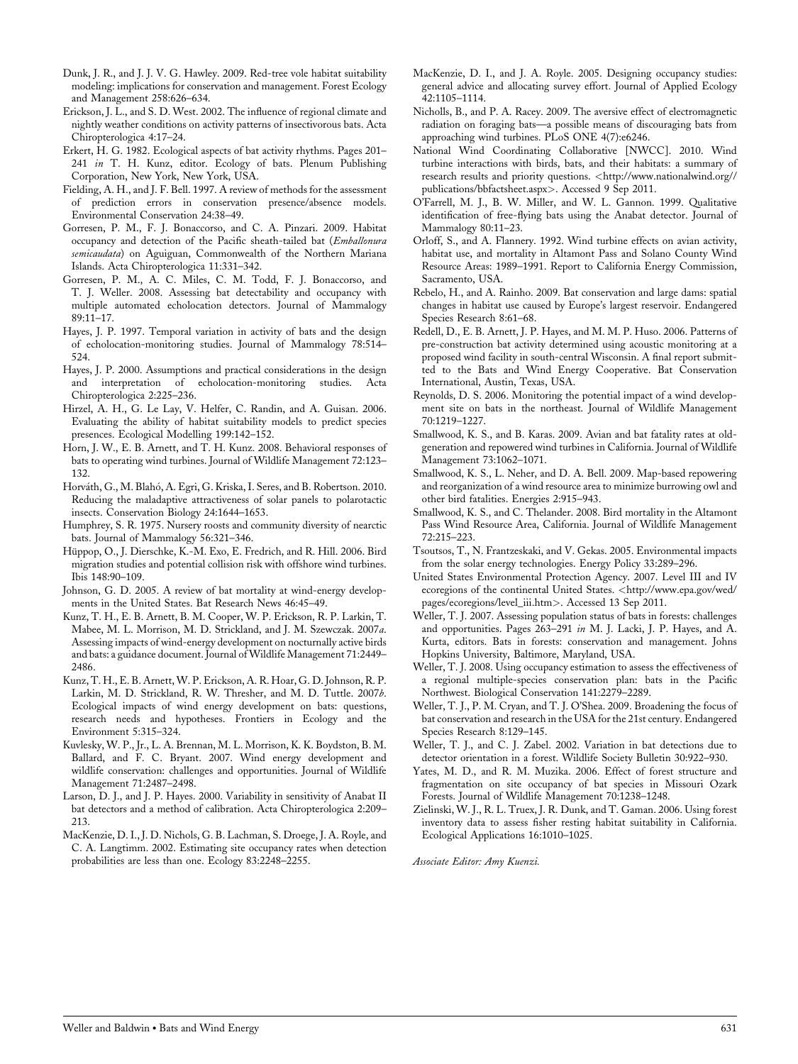Dunk, J. R., and J. J. V. G. Hawley. 2009. Red-tree vole habitat suitability modeling: implications for conservation and management. Forest Ecology and Management 258:626–634.

Erickson, J. L., and S. D. West. 2002. The influence of regional climate and nightly weather conditions on activity patterns of insectivorous bats. Acta Chiropterologica 4:17–24.

Erkert, H. G. 1982. Ecological aspects of bat activity rhythms. Pages 201–241 *in* T. H. Kunz, editor. Ecology of bats. Plenum Publishing Corporation, New York, New York, USA.

Fielding, A. H., and J. F. Bell. 1997. A review of methods for the assessment of prediction errors in conservation presence/absence models. Environmental Conservation 24:38–49.

Gorresen, P. M., F. J. Bonaccorso, and C. A. Pinzari. 2009. Habitat occupancy and detection of the Pacific sheath-tailed bat (*Emballonura semicaudata*) on Aguiguan, Commonwealth of the Northern Mariana Islands. Acta Chiropterologica 11:331–342.

Gorresen, P. M., A. C. Miles, C. M. Todd, F. J. Bonaccorso, and T. J. Weller. 2008. Assessing bat detectability and occupancy with multiple automated echolocation detectors. Journal of Mammalogy 89:11–17.

Hayes, J. P. 1997. Temporal variation in activity of bats and the design of echolocation-monitoring studies. Journal of Mammalogy 78:514–524.

Hayes, J. P. 2000. Assumptions and practical considerations in the design and interpretation of echolocation-monitoring studies. Acta Chiropterologica 2:225–236.

Hirzel, A. H., G. Le Lay, V. Helfer, C. Randin, and A. Guisan. 2006. Evaluating the ability of habitat suitability models to predict species presences. Ecological Modelling 199:142–152.

Horn, J. W., E. B. Arnett, and T. H. Kunz. 2008. Behavioral responses of bats to operating wind turbines. Journal of Wildlife Management 72:123–132.

Horváth, G., M. Blahó, A. Egri, G. Kriska, I. Seres, and B. Robertson. 2010. Reducing the maladaptive attractiveness of solar panels to polarotactic insects. Conservation Biology 24:1644–1653.

Humphrey, S. R. 1975. Nursery roosts and community diversity of nearctic bats. Journal of Mammalogy 56:321–346.

Hüppop, O., J. Dierschke, K.-M. Exo, E. Fredrich, and R. Hill. 2006. Bird migration studies and potential collision risk with offshore wind turbines. Ibis 148:90–109.

Johnson, G. D. 2005. A review of bat mortality at wind-energy developments in the United States. Bat Research News 46:45–49.

Kunz, T. H., E. B. Arnett, B. M. Cooper, W. P. Erickson, R. P. Larkin, T. Mabee, M. L. Morrison, M. D. Strickland, and J. M. Szewczak. 2007*a*. Assessing impacts of wind-energy development on nocturnally active birds and bats: a guidance document. Journal of Wildlife Management 71:2449–2486.

Kunz, T. H., E. B. Arnett, W. P. Erickson, A. R. Hoar, G. D. Johnson, R. P. Larkin, M. D. Strickland, R. W. Thresher, and M. D. Tuttle. 2007*b*. Ecological impacts of wind energy development on bats: questions, research needs and hypotheses. Frontiers in Ecology and the Environment 5:315–324.

Kuvlesky, W. P., Jr., L. A. Brennan, M. L. Morrison, K. K. Boydston, B. M. Ballard, and F. C. Bryant. 2007. Wind energy development and wildlife conservation: challenges and opportunities. Journal of Wildlife Management 71:2487–2498.

Larson, D. J., and J. P. Hayes. 2000. Variability in sensitivity of Anabat II bat detectors and a method of calibration. Acta Chiropterologica 2:209–213.

MacKenzie, D. I., J. D. Nichols, G. B. Lachman, S. Droege, J. A. Royle, and C. A. Langtimm. 2002. Estimating site occupancy rates when detection probabilities are less than one. Ecology 83:2248–2255.

MacKenzie, D. I., and J. A. Royle. 2005. Designing occupancy studies: general advice and allocating survey effort. Journal of Applied Ecology 42:1105–1114.

Nicholls, B., and P. A. Racey. 2009. The aversive effect of electromagnetic radiation on foraging bats—a possible means of discouraging bats from approaching wind turbines. PLoS ONE 4(7):e6246.

National Wind Coordinating Collaborative [NWCC]. 2010. Wind turbine interactions with birds, bats, and their habitats: a summary of research results and priority questions. <http://www.nationalwind.org//publications/bbfactsheet.aspx>. Accessed 9 Sep 2011.

O'Farrell, M. J., B. W. Miller, and W. L. Gannon. 1999. Qualitative identification of free-flying bats using the Anabat detector. Journal of Mammalogy 80:11–23.

Orloff, S., and A. Flannery. 1992. Wind turbine effects on avian activity, habitat use, and mortality in Altamont Pass and Solano County Wind Resource Areas: 1989–1991. Report to California Energy Commission, Sacramento, USA.

Rebelo, H., and A. Rainho. 2009. Bat conservation and large dams: spatial changes in habitat use caused by Europe's largest reservoir. Endangered Species Research 8:61–68.

Redell, D., E. B. Arnett, J. P. Hayes, and M. M. P. Huso. 2006. Patterns of pre-construction bat activity determined using acoustic monitoring at a proposed wind facility in south-central Wisconsin. A final report submitted to the Bats and Wind Energy Cooperative. Bat Conservation International, Austin, Texas, USA.

Reynolds, D. S. 2006. Monitoring the potential impact of a wind development site on bats in the northeast. Journal of Wildlife Management 70:1219–1227.

Smallwood, K. S., and B. Karas. 2009. Avian and bat fatality rates at old-generation and repowered wind turbines in California. Journal of Wildlife Management 73:1062–1071.

Smallwood, K. S., L. Neher, and D. A. Bell. 2009. Map-based repowering and reorganization of a wind resource area to minimize burrowing owl and other bird fatalities. Energies 2:915–943.

Smallwood, K. S., and C. Thelander. 2008. Bird mortality in the Altamont Pass Wind Resource Area, California. Journal of Wildlife Management 72:215–223.

Tsoutsos, T., N. Frantzeskaki, and V. Gekas. 2005. Environmental impacts from the solar energy technologies. Energy Policy 33:289–296.

United States Environmental Protection Agency. 2007. Level III and IV ecoregions of the continental United States. <http://www.epa.gov/wed/pages/ecoregions/level_iii.htm>. Accessed 13 Sep 2011.

Weller, T. J. 2007. Assessing population status of bats in forests: challenges and opportunities. Pages 263–291 *in* M. J. Lacki, J. P. Hayes, and A. Kurta, editors. Bats in forests: conservation and management. Johns Hopkins University, Baltimore, Maryland, USA.

Weller, T. J. 2008. Using occupancy estimation to assess the effectiveness of a regional multiple-species conservation plan: bats in the Pacific Northwest. Biological Conservation 141:2279–2289.

Weller, T. J., P. M. Cryan, and T. J. O'Shea. 2009. Broadening the focus of bat conservation and research in the USA for the 21st century. Endangered Species Research 8:129–145.

Weller, T. J., and C. J. Zabel. 2002. Variation in bat detections due to detector orientation in a forest. Wildlife Society Bulletin 30:922–930.

Yates, M. D., and R. M. Muzika. 2006. Effect of forest structure and fragmentation on site occupancy of bat species in Missouri Ozark Forests. Journal of Wildlife Management 70:1238–1248.

Zielinski, W. J., R. L. Truex, J. R. Dunk, and T. Gaman. 2006. Using forest inventory data to assess fisher resting habitat suitability in California. Ecological Applications 16:1010–1025.

*Associate Editor: Amy Kuenzi.*